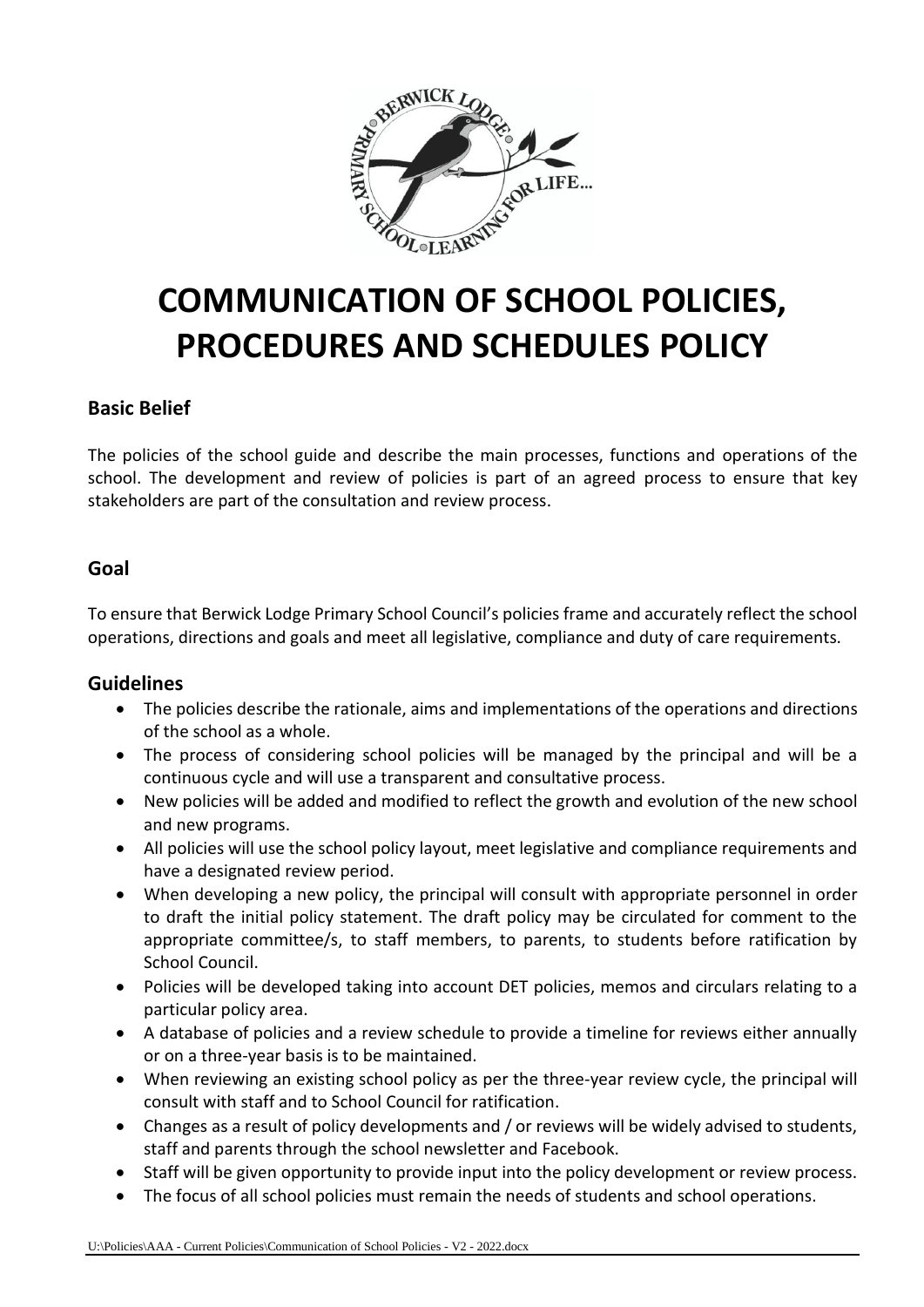# COMMUNICATION OF SCHOOL POLICIES, PROCEDURES AND SCHEDULES POLICY

## Basic Belief

The policies of the school guide and describe the main processes, functions and operations of the school. The development and review of policies is part of an agreed process to ensure that key stakeholders are part of the consultation and review process.

## Goal

To ensure that Berwick Lodge Primary School Council's policies frame and accurately reflect the school operations, directions and goals and meet all legislative, compliance and duty of care requirements.

## Guidelines

- The policies describe the rationale, aims and implementations of the operations and directions of the school as a whole.
- The process of considering school policies will be managed by the principal and will be a continuous cycle and will use a transparent and consultative process.
- New policies will be added and modified to reflect the growth and evolution of the new school and new programs.
- All policies will use the school policy layout, meet legislative and compliance requirements and have a designated review period.
- When developing a new policy, the principal will consult with appropriate personnel in order to draft the initial policy statement. The draft policy may be circulated for comment to the appropriate committee/s, to staff members, to parents, to students before ratification by School Council.
- Policies will be developed taking into account DET policies, memos and circulars relating to a particular policy area.
- A database of policies and a review schedule to provide a timeline for reviews either annually or on a three-year basis is to be maintained.
- When reviewing an existing school policy as per the three-year review cycle, the principal will consult with staff and to School Council for ratification.
- Changes as a result of policy developments and / or reviews will be widely advised to students, staff and parents through the school newsletter and Facebook.
- Staff will be given opportunity to provide input into the policy development or review process.
- The focus of all school policies must remain the needs of students and school operations.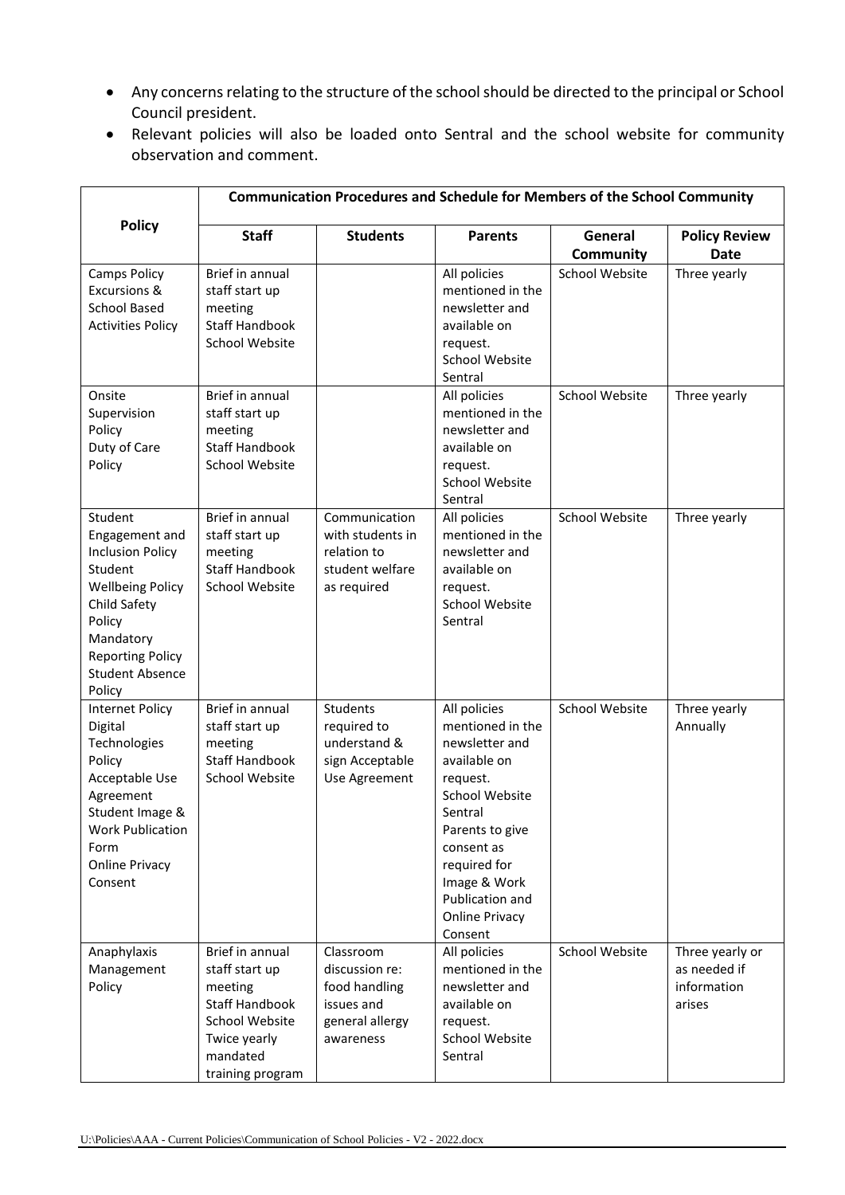- Any concerns relating to the structure of the school should be directed to the principal or School Council president.
- Relevant policies will also be loaded onto Sentral and the school website for community observation and comment.

| Policy | Communication Procedures and Schedule for Members of the School Community | | | | |
|---|---|---|---|---|---|
| | **Staff** | **Students** | **Parents** | **General Community** | **Policy Review Date** |
| Camps Policy<br>Excursions & School Based Activities Policy | Brief in annual staff start up meeting<br>Staff Handbook<br>School Website | | All policies mentioned in the newsletter and available on request.<br>School Website<br>Sentral | School Website | Three yearly |
| Onsite Supervision Policy<br>Duty of Care Policy | Brief in annual staff start up meeting<br>Staff Handbook<br>School Website | | All policies mentioned in the newsletter and available on request.<br>School Website<br>Sentral | School Website | Three yearly |
| Student Engagement and Inclusion Policy<br>Student Wellbeing Policy<br>Child Safety Policy<br>Mandatory Reporting Policy<br>Student Absence Policy | Brief in annual staff start up meeting<br>Staff Handbook<br>School Website | Communication with students in relation to student welfare as required | All policies mentioned in the newsletter and available on request.<br>School Website<br>Sentral | School Website | Three yearly |
| Internet Policy<br>Digital Technologies Policy<br>Acceptable Use Agreement<br>Student Image & Work Publication Form<br>Online Privacy Consent | Brief in annual staff start up meeting<br>Staff Handbook<br>School Website | Students required to understand & sign Acceptable Use Agreement | All policies mentioned in the newsletter and available on request.<br>School Website<br>Sentral<br>Parents to give consent as required for Image & Work Publication and Online Privacy Consent | School Website | Three yearly<br>Annually |
| Anaphylaxis Management Policy | Brief in annual staff start up meeting<br>Staff Handbook<br>School Website<br>Twice yearly mandated training program | Classroom discussion re: food handling issues and general allergy awareness | All policies mentioned in the newsletter and available on request.<br>School Website<br>Sentral | School Website | Three yearly or as needed if information arises |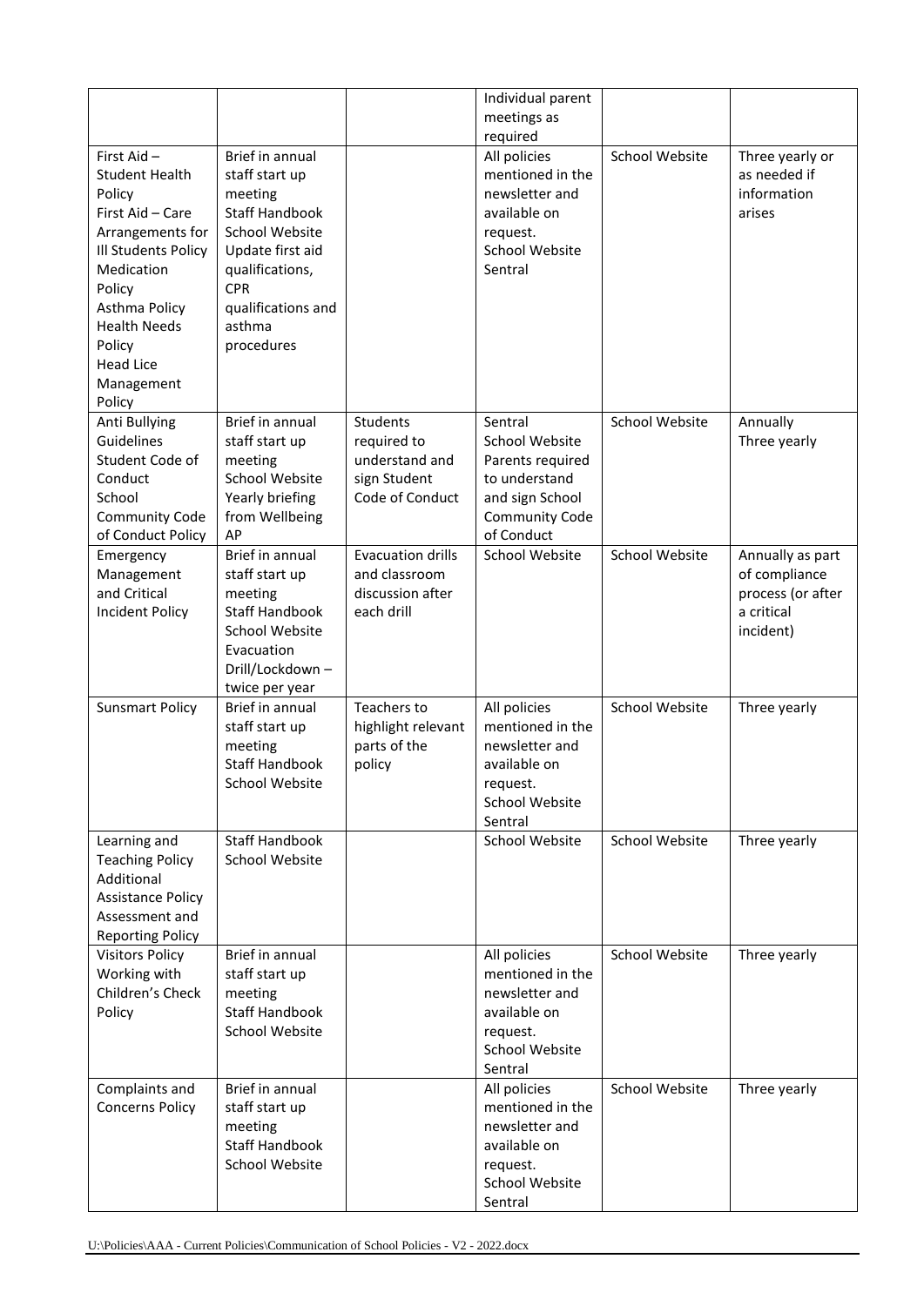| | | | Individual parent meetings as required | | |
|---|---|---|---|---|---|
| First Aid – Student Health Policy<br>First Aid – Care Arrangements for Ill Students Policy<br>Medication Policy<br>Asthma Policy<br>Health Needs Policy<br>Head Lice Management Policy | Brief in annual staff start up meeting<br>Staff Handbook<br>School Website<br>Update first aid qualifications, CPR qualifications and asthma procedures | | All policies mentioned in the newsletter and available on request.<br>School Website<br>Sentral | School Website | Three yearly or as needed if information arises |
| Anti Bullying Guidelines<br>Student Code of Conduct<br>School Community Code of Conduct Policy | Brief in annual staff start up meeting<br>School Website<br>Yearly briefing from Wellbeing AP | Students required to understand and sign Student Code of Conduct | Sentral<br>School Website<br>Parents required to understand and sign School Community Code of Conduct | School Website | Annually<br>Three yearly |
| Emergency Management and Critical Incident Policy | Brief in annual staff start up meeting<br>Staff Handbook<br>School Website<br>Evacuation Drill/Lockdown – twice per year | Evacuation drills and classroom discussion after each drill | School Website | School Website | Annually as part of compliance process (or after a critical incident) |
| Sunsmart Policy | Brief in annual staff start up meeting<br>Staff Handbook<br>School Website | Teachers to highlight relevant parts of the policy | All policies mentioned in the newsletter and available on request.<br>School Website<br>Sentral | School Website | Three yearly |
| Learning and Teaching Policy<br>Additional Assistance Policy<br>Assessment and Reporting Policy | Staff Handbook<br>School Website | | School Website | School Website | Three yearly |
| Visitors Policy<br>Working with Children's Check Policy | Brief in annual staff start up meeting<br>Staff Handbook<br>School Website | | All policies mentioned in the newsletter and available on request.<br>School Website<br>Sentral | School Website | Three yearly |
| Complaints and Concerns Policy | Brief in annual staff start up meeting<br>Staff Handbook<br>School Website | | All policies mentioned in the newsletter and available on request.<br>School Website<br>Sentral | School Website | Three yearly |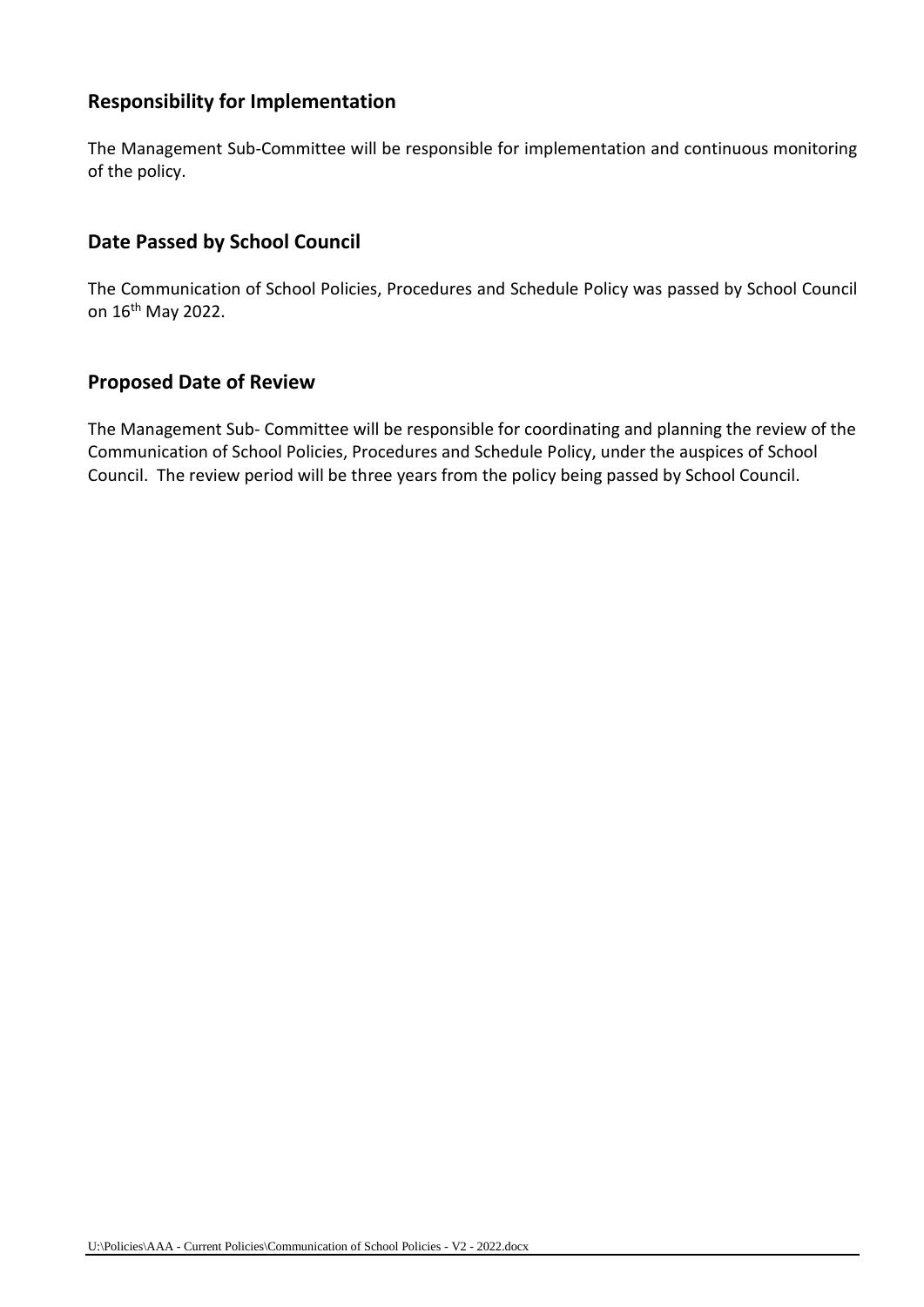## Responsibility for Implementation

The Management Sub-Committee will be responsible for implementation and continuous monitoring of the policy.

## Date Passed by School Council

The Communication of School Policies, Procedures and Schedule Policy was passed by School Council on 16th May 2022.

## Proposed Date of Review

The Management Sub- Committee will be responsible for coordinating and planning the review of the Communication of School Policies, Procedures and Schedule Policy, under the auspices of School Council. The review period will be three years from the policy being passed by School Council.